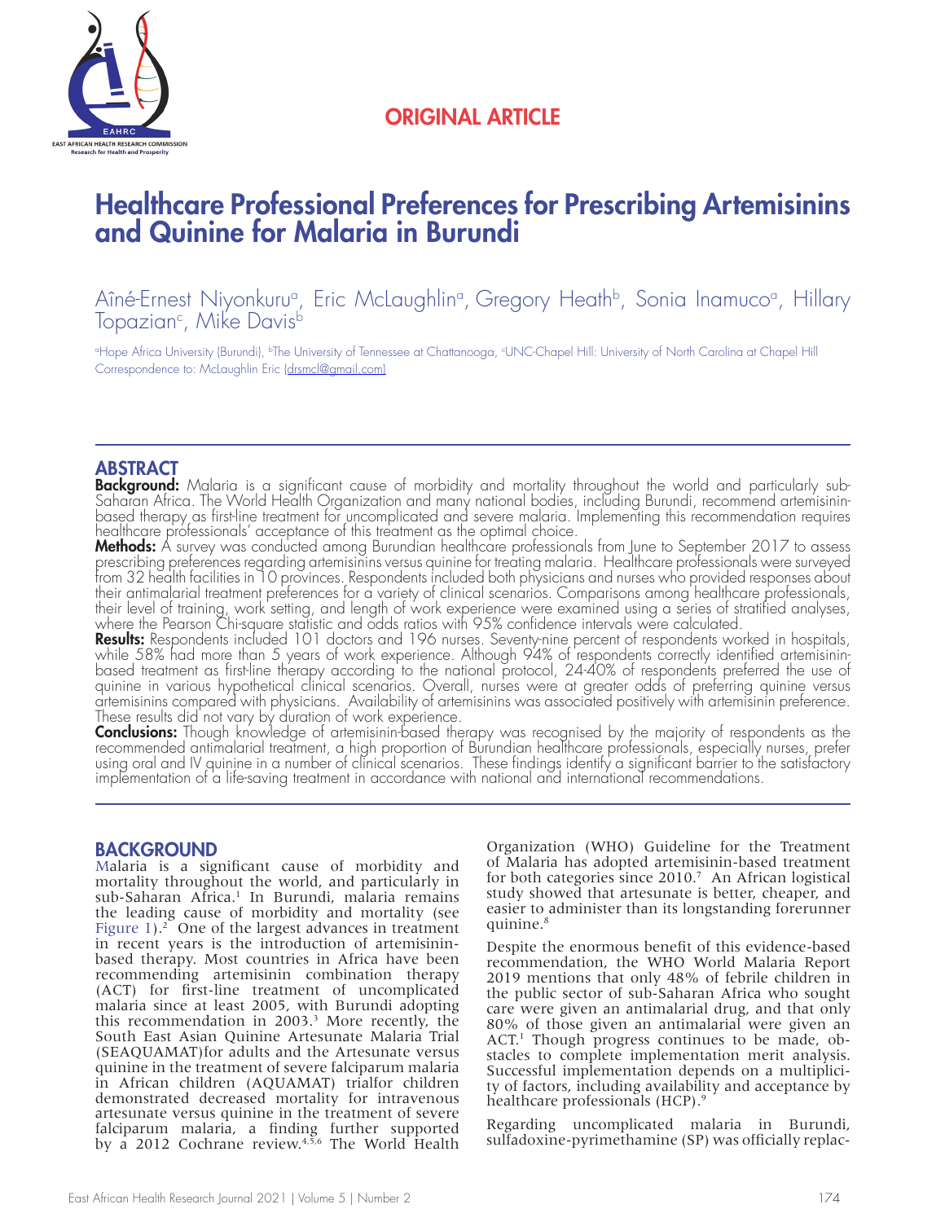ORIGINAL ARTICLE

# Healthcare Professional Preferences for Prescribing Artemisinins and Quinine for Malaria in Burundi

Aîné-Ernest Niyonkuru[a], Eric McLaughlin[a], Gregory Heath[b], Sonia Inamuco[a], Hillary Topazian[c], Mike Davis[b]

[a]Hope Africa University (Burundi), [b]The University of Tennessee at Chattanooga, [c]UNC-Chapel Hill: University of North Carolina at Chapel Hill
Correspondence to: McLaughlin Eric (drsmcl@gmail.com)

## ABSTRACT

**Background:** Malaria is a significant cause of morbidity and mortality throughout the world and particularly sub-Saharan Africa. The World Health Organization and many national bodies, including Burundi, recommend artemisinin-based therapy as first-line treatment for uncomplicated and severe malaria. Implementing this recommendation requires healthcare professionals' acceptance of this treatment as the optimal choice.

**Methods:** A survey was conducted among Burundian healthcare professionals from June to September 2017 to assess prescribing preferences regarding artemisinins versus quinine for treating malaria. Healthcare professionals were surveyed from 32 health facilities in 10 provinces. Respondents included both physicians and nurses who provided responses about their antimalarial treatment preferences for a variety of clinical scenarios. Comparisons among healthcare professionals, their level of training, work setting, and length of work experience were examined using a series of stratified analyses, where the Pearson Chi-square statistic and odds ratios with 95% confidence intervals were calculated.

**Results:** Respondents included 101 doctors and 196 nurses. Seventy-nine percent of respondents worked in hospitals, while 58% had more than 5 years of work experience. Although 94% of respondents correctly identified artemisinin-based treatment as first-line therapy according to the national protocol, 24-40% of respondents preferred the use of quinine in various hypothetical clinical scenarios. Overall, nurses were at greater odds of preferring quinine versus artemisinins compared with physicians. Availability of artemisinins was associated positively with artemisinin preference. These results did not vary by duration of work experience.

**Conclusions:** Though knowledge of artemisinin-based therapy was recognised by the majority of respondents as the recommended antimalarial treatment, a high proportion of Burundian healthcare professionals, especially nurses, prefer using oral and IV quinine in a number of clinical scenarios. These findings identify a significant barrier to the satisfactory implementation of a life-saving treatment in accordance with national and international recommendations.

## BACKGROUND

Malaria is a significant cause of morbidity and mortality throughout the world, and particularly in sub-Saharan Africa.[1] In Burundi, malaria remains the leading cause of morbidity and mortality (see Figure 1).[2] One of the largest advances in treatment in recent years is the introduction of artemisinin-based therapy. Most countries in Africa have been recommending artemisinin combination therapy (ACT) for first-line treatment of uncomplicated malaria since at least 2005, with Burundi adopting this recommendation in 2003.[3] More recently, the South East Asian Quinine Artesunate Malaria Trial (SEAQUAMAT)for adults and the Artesunate versus quinine in the treatment of severe falciparum malaria in African children (AQUAMAT) trialfor children demonstrated decreased mortality for intravenous artesunate versus quinine in the treatment of severe falciparum malaria, a finding further supported by a 2012 Cochrane review.[4,5,6] The World Health Organization (WHO) Guideline for the Treatment of Malaria has adopted artemisinin-based treatment for both categories since 2010.[7] An African logistical study showed that artesunate is better, cheaper, and easier to administer than its longstanding forerunner quinine.[8]

Despite the enormous benefit of this evidence-based recommendation, the WHO World Malaria Report 2019 mentions that only 48% of febrile children in the public sector of sub-Saharan Africa who sought care were given an antimalarial drug, and that only 80% of those given an antimalarial were given an ACT.[1] Though progress continues to be made, obstacles to complete implementation merit analysis. Successful implementation depends on a multiplicity of factors, including availability and acceptance by healthcare professionals (HCP).[9]

Regarding uncomplicated malaria in Burundi, sulfadoxine-pyrimethamine (SP) was officially replac-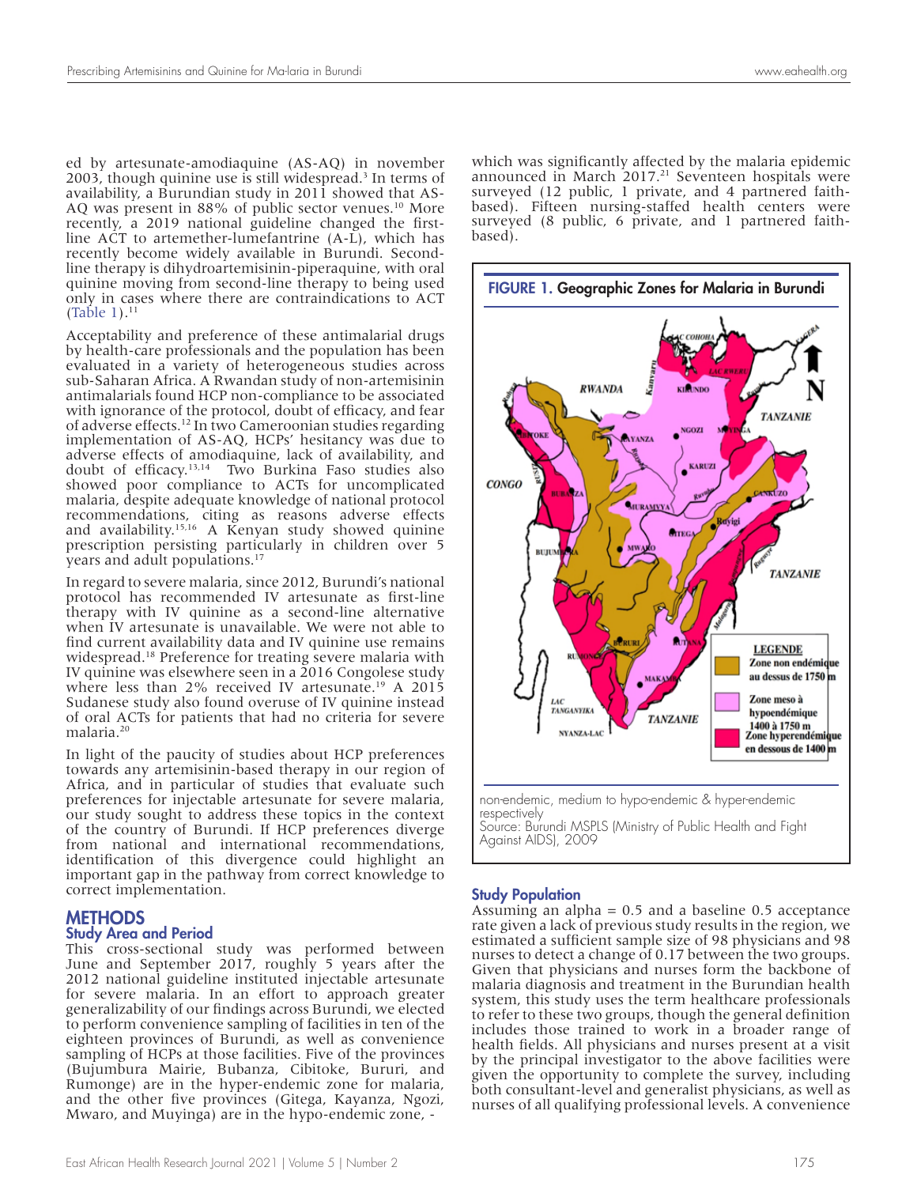ed by artesunate-amodiaquine (AS-AQ) in november 2003, though quinine use is still widespread.[3] In terms of availability, a Burundian study in 2011 showed that AS-AQ was present in 88% of public sector venues.[10] More recently, a 2019 national guideline changed the first-line ACT to artemether-lumefantrine (A-L), which has recently become widely available in Burundi. Second-line therapy is dihydroartemisinin-piperaquine, with oral quinine moving from second-line therapy to being used only in cases where there are contraindications to ACT (Table 1).[11]

Acceptability and preference of these antimalarial drugs by health-care professionals and the population has been evaluated in a variety of heterogeneous studies across sub-Saharan Africa. A Rwandan study of non-artemisinin antimalarials found HCP non-compliance to be associated with ignorance of the protocol, doubt of efficacy, and fear of adverse effects.[12] In two Cameroonian studies regarding implementation of AS-AQ, HCPs' hesitancy was due to adverse effects of amodiaquine, lack of availability, and doubt of efficacy.[13,14] Two Burkina Faso studies also showed poor compliance to ACTs for uncomplicated malaria, despite adequate knowledge of national protocol recommendations, citing as reasons adverse effects and availability.[15,16] A Kenyan study showed quinine prescription persisting particularly in children over 5 years and adult populations.[17]

In regard to severe malaria, since 2012, Burundi's national protocol has recommended IV artesunate as first-line therapy with IV quinine as a second-line alternative when IV artesunate is unavailable. We were not able to find current availability data and IV quinine use remains widespread.[18] Preference for treating severe malaria with IV quinine was elsewhere seen in a 2016 Congolese study where less than 2% received IV artesunate.[19] A 2015 Sudanese study also found overuse of IV quinine instead of oral ACTs for patients that had no criteria for severe malaria.[20]

In light of the paucity of studies about HCP preferences towards any artemisinin-based therapy in our region of Africa, and in particular of studies that evaluate such preferences for injectable artesunate for severe malaria, our study sought to address these topics in the context of the country of Burundi. If HCP preferences diverge from national and international recommendations, identification of this divergence could highlight an important gap in the pathway from correct knowledge to correct implementation.

## METHODS

### Study Area and Period

This cross-sectional study was performed between June and September 2017, roughly 5 years after the 2012 national guideline instituted injectable artesunate for severe malaria. In an effort to approach greater generalizability of our findings across Burundi, we elected to perform convenience sampling of facilities in ten of the eighteen provinces of Burundi, as well as convenience sampling of HCPs at those facilities. Five of the provinces (Bujumbura Mairie, Bubanza, Cibitoke, Bururi, and Rumonge) are in the hyper-endemic zone for malaria, and the other five provinces (Gitega, Kayanza, Ngozi, Mwaro, and Muyinga) are in the hypo-endemic zone, - which was significantly affected by the malaria epidemic announced in March 2017.[21] Seventeen hospitals were surveyed (12 public, 1 private, and 4 partnered faith-based). Fifteen nursing-staffed health centers were surveyed (8 public, 6 private, and 1 partnered faith-based).

**FIGURE 1. Geographic Zones for Malaria in Burundi**

non-endemic, medium to hypo-endemic & hyper-endemic respectively
Source: Burundi MSPLS (Ministry of Public Health and Fight Against AIDS), 2009

### Study Population

Assuming an alpha = 0.5 and a baseline 0.5 acceptance rate given a lack of previous study results in the region, we estimated a sufficient sample size of 98 physicians and 98 nurses to detect a change of 0.17 between the two groups. Given that physicians and nurses form the backbone of malaria diagnosis and treatment in the Burundian health system, this study uses the term healthcare professionals to refer to these two groups, though the general definition includes those trained to work in a broader range of health fields. All physicians and nurses present at a visit by the principal investigator to the above facilities were given the opportunity to complete the survey, including both consultant-level and generalist physicians, as well as nurses of all qualifying professional levels. A convenience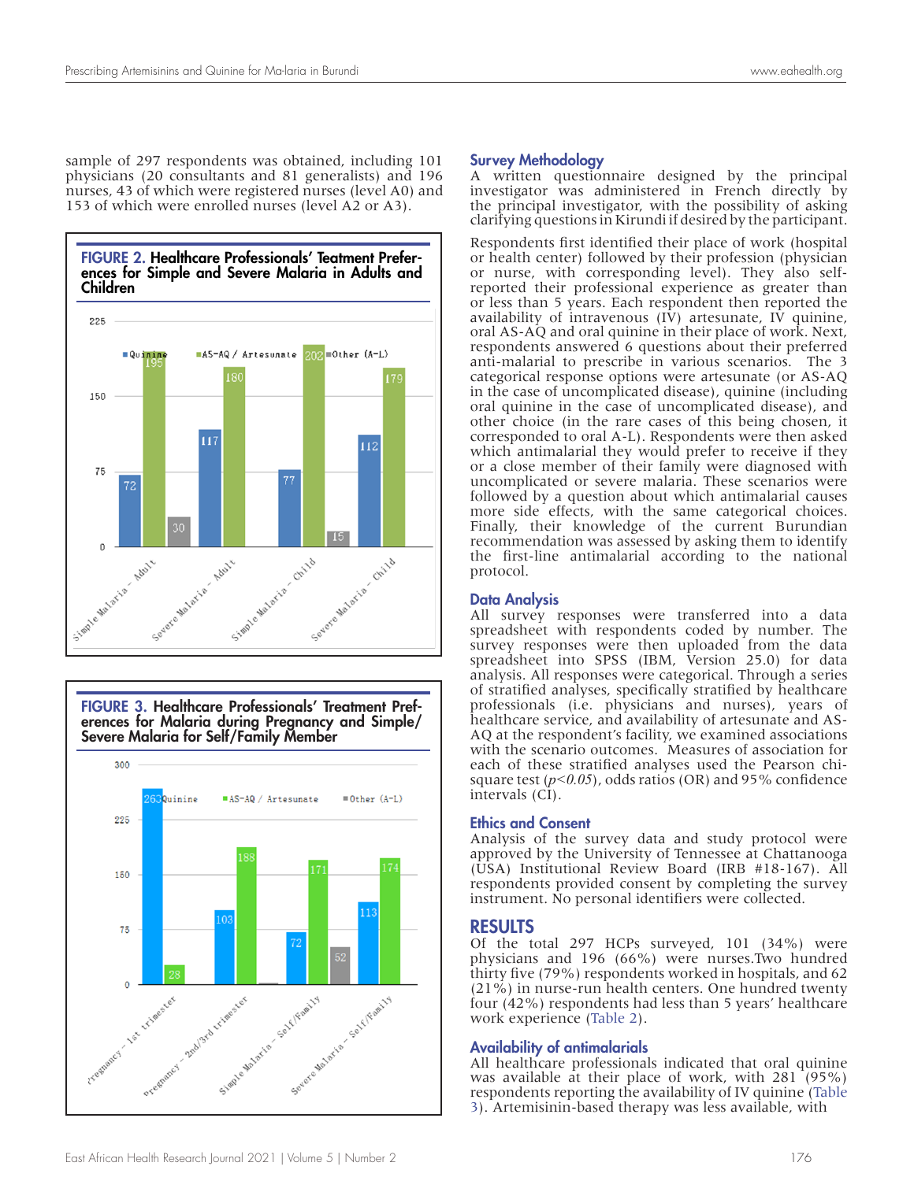sample of 297 respondents was obtained, including 101 physicians (20 consultants and 81 generalists) and 196 nurses, 43 of which were registered nurses (level A0) and 153 of which were enrolled nurses (level A2 or A3).

**FIGURE 2. Healthcare Professionals' Teatment Preferences for Simple and Severe Malaria in Adults and Children**

**FIGURE 3. Healthcare Professionals' Treatment Preferences for Malaria during Pregnancy and Simple/Severe Malaria for Self/Family Member**

## Survey Methodology

A written questionnaire designed by the principal investigator was administered in French directly by the principal investigator, with the possibility of asking clarifying questions in Kirundi if desired by the participant.

Respondents first identified their place of work (hospital or health center) followed by their profession (physician or nurse, with corresponding level). They also self-reported their professional experience as greater than or less than 5 years. Each respondent then reported the availability of intravenous (IV) artesunate, IV quinine, oral AS-AQ and oral quinine in their place of work. Next, respondents answered 6 questions about their preferred anti-malarial to prescribe in various scenarios. The 3 categorical response options were artesunate (or AS-AQ in the case of uncomplicated disease), quinine (including oral quinine in the case of uncomplicated disease), and other choice (in the rare cases of this being chosen, it corresponded to oral A-L). Respondents were then asked which antimalarial they would prefer to receive if they or a close member of their family were diagnosed with uncomplicated or severe malaria. These scenarios were followed by a question about which antimalarial causes more side effects, with the same categorical choices. Finally, their knowledge of the current Burundian recommendation was assessed by asking them to identify the first-line antimalarial according to the national protocol.

## Data Analysis

All survey responses were transferred into a data spreadsheet with respondents coded by number. The survey responses were then uploaded from the data spreadsheet into SPSS (IBM, Version 25.0) for data analysis. All responses were categorical. Through a series of stratified analyses, specifically stratified by healthcare professionals (i.e. physicians and nurses), years of healthcare service, and availability of artesunate and AS-AQ at the respondent's facility, we examined associations with the scenario outcomes. Measures of association for each of these stratified analyses used the Pearson chi-square test ($p<0.05$), odds ratios (OR) and 95% confidence intervals (CI).

## Ethics and Consent

Analysis of the survey data and study protocol were approved by the University of Tennessee at Chattanooga (USA) Institutional Review Board (IRB #18-167). All respondents provided consent by completing the survey instrument. No personal identifiers were collected.

# RESULTS

Of the total 297 HCPs surveyed, 101 (34%) were physicians and 196 (66%) were nurses.Two hundred thirty five (79%) respondents worked in hospitals, and 62 (21%) in nurse-run health centers. One hundred twenty four (42%) respondents had less than 5 years' healthcare work experience (Table 2).

## Availability of antimalarials

All healthcare professionals indicated that oral quinine was available at their place of work, with 281 (95%) respondents reporting the availability of IV quinine (Table 3). Artemisinin-based therapy was less available, with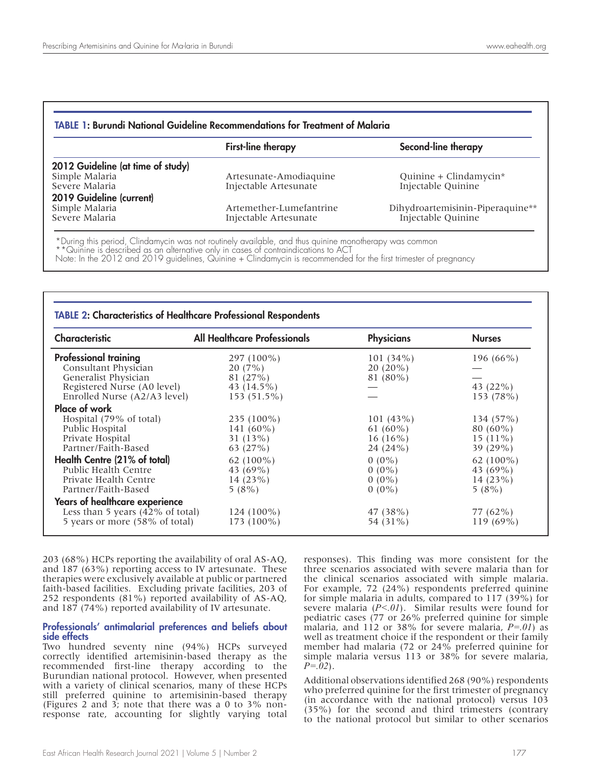**TABLE 1: Burundi National Guideline Recommendations for Treatment of Malaria**

| | First-line therapy | Second-line therapy |
|---|---|---|
| **2012 Guideline (at time of study)** | | |
| Simple Malaria | Artesunate-Amodiaquine | Quinine + Clindamycin* |
| Severe Malaria | Injectable Artesunate | Injectable Quinine |
| **2019 Guideline (current)** | | |
| Simple Malaria | Artemether-Lumefantrine | Dihydroartemisinin-Piperaquine** |
| Severe Malaria | Injectable Artesunate | Injectable Quinine |

*During this period, Clindamycin was not routinely available, and thus quinine monotherapy was common
**Quinine is described as an alternative only in cases of contraindications to ACT
Note: In the 2012 and 2019 guidelines, Quinine + Clindamycin is recommended for the first trimester of pregnancy

**TABLE 2: Characteristics of Healthcare Professional Respondents**

| Characteristic | All Healthcare Professionals | Physicians | Nurses |
|---|---|---|---|
| **Professional training** | 297 (100%) | 101 (34%) | 196 (66%) |
| Consultant Physician | 20 (7%) | 20 (20%) | — |
| Generalist Physician | 81 (27%) | 81 (80%) | — |
| Registered Nurse (A0 level) | 43 (14.5%) | — | 43 (22%) |
| Enrolled Nurse (A2/A3 level) | 153 (51.5%) | — | 153 (78%) |
| **Place of work** | | | |
| Hospital (79% of total) | 235 (100%) | 101 (43%) | 134 (57%) |
| Public Hospital | 141 (60%) | 61 (60%) | 80 (60%) |
| Private Hospital | 31 (13%) | 16 (16%) | 15 (11%) |
| Partner/Faith-Based | 63 (27%) | 24 (24%) | 39 (29%) |
| **Health Centre (21% of total)** | 62 (100%) | 0 (0%) | 62 (100%) |
| Public Health Centre | 43 (69%) | 0 (0%) | 43 (69%) |
| Private Health Centre | 14 (23%) | 0 (0%) | 14 (23%) |
| Partner/Faith-Based | 5 (8%) | 0 (0%) | 5 (8%) |
| **Years of healthcare experience** | | | |
| Less than 5 years (42% of total) | 124 (100%) | 47 (38%) | 77 (62%) |
| 5 years or more (58% of total) | 173 (100%) | 54 (31%) | 119 (69%) |

203 (68%) HCPs reporting the availability of oral AS-AQ, and 187 (63%) reporting access to IV artesunate. These therapies were exclusively available at public or partnered faith-based facilities. Excluding private facilities, 203 of 252 respondents (81%) reported availability of AS-AQ, and 187 (74%) reported availability of IV artesunate.

### Professionals' antimalarial preferences and beliefs about side effects

Two hundred seventy nine (94%) HCPs surveyed correctly identified artemisinin-based therapy as the recommended first-line therapy according to the Burundian national protocol. However, when presented with a variety of clinical scenarios, many of these HCPs still preferred quinine to artemisinin-based therapy (Figures 2 and 3; note that there was a 0 to 3% non-response rate, accounting for slightly varying total responses). This finding was more consistent for the three scenarios associated with severe malaria than for the clinical scenarios associated with simple malaria. For example, 72 (24%) respondents preferred quinine for simple malaria in adults, compared to 117 (39%) for severe malaria ($P<.01$). Similar results were found for pediatric cases (77 or 26% preferred quinine for simple malaria, and 112 or 38% for severe malaria, $P=.01$) as well as treatment choice if the respondent or their family member had malaria (72 or 24% preferred quinine for simple malaria versus 113 or 38% for severe malaria, $P=.02$).

Additional observations identified 268 (90%) respondents who preferred quinine for the first trimester of pregnancy (in accordance with the national protocol) versus 103 (35%) for the second and third trimesters (contrary to the national protocol but similar to other scenarios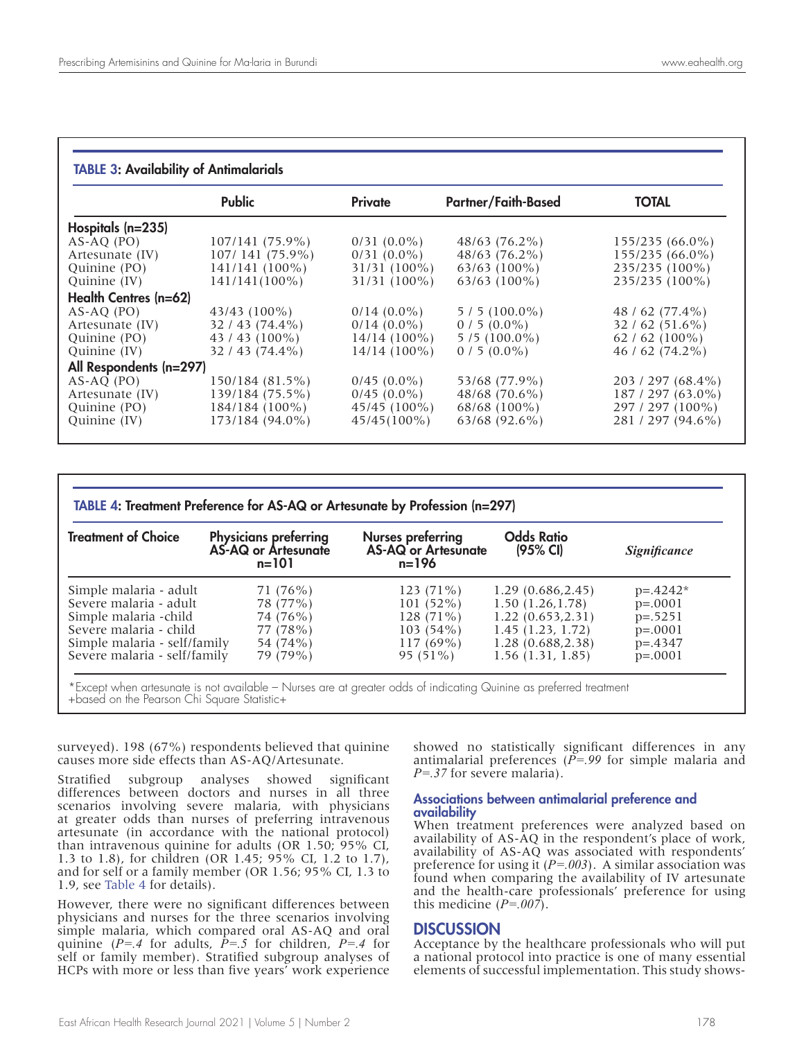**TABLE 3: Availability of Antimalarials**

| | Public | Private | Partner/Faith-Based | TOTAL |
|---|---|---|---|---|
| **Hospitals (n=235)** | | | | |
| AS-AQ (PO) | 107/141 (75.9%) | 0/31 (0.0%) | 48/63 (76.2%) | 155/235 (66.0%) |
| Artesunate (IV) | 107/ 141 (75.9%) | 0/31 (0.0%) | 48/63 (76.2%) | 155/235 (66.0%) |
| Quinine (PO) | 141/141 (100%) | 31/31 (100%) | 63/63 (100%) | 235/235 (100%) |
| Quinine (IV) | 141/141(100%) | 31/31 (100%) | 63/63 (100%) | 235/235 (100%) |
| **Health Centres (n=62)** | | | | |
| AS-AQ (PO) | 43/43 (100%) | 0/14 (0.0%) | 5 / 5 (100.0%) | 48 / 62 (77.4%) |
| Artesunate (IV) | 32 / 43 (74.4%) | 0/14 (0.0%) | 0 / 5 (0.0%) | 32 / 62 (51.6%) |
| Quinine (PO) | 43 / 43 (100%) | 14/14 (100%) | 5 /5 (100.0%) | 62 / 62 (100%) |
| Quinine (IV) | 32 / 43 (74.4%) | 14/14 (100%) | 0 / 5 (0.0%) | 46 / 62 (74.2%) |
| **All Respondents (n=297)** | | | | |
| AS-AQ (PO) | 150/184 (81.5%) | 0/45 (0.0%) | 53/68 (77.9%) | 203 / 297 (68.4%) |
| Artesunate (IV) | 139/184 (75.5%) | 0/45 (0.0%) | 48/68 (70.6%) | 187 / 297 (63.0%) |
| Quinine (PO) | 184/184 (100%) | 45/45 (100%) | 68/68 (100%) | 297 / 297 (100%) |
| Quinine (IV) | 173/184 (94.0%) | 45/45(100%) | 63/68 (92.6%) | 281 / 297 (94.6%) |

**TABLE 4: Treatment Preference for AS-AQ or Artesunate by Profession (n=297)**

| Treatment of Choice | Physicians preferring AS-AQ or Artesunate n=101 | Nurses preferring AS-AQ or Artesunate n=196 | Odds Ratio (95% CI) | *Significance* |
|---|---|---|---|---|
| Simple malaria - adult | 71 (76%) | 123 (71%) | 1.29 (0.686,2.45) | p=.4242* |
| Severe malaria - adult | 78 (77%) | 101 (52%) | 1.50 (1.26,1.78) | p=.0001 |
| Simple malaria -child | 74 (76%) | 128 (71%) | 1.22 (0.653,2.31) | p=.5251 |
| Severe malaria - child | 77 (78%) | 103 (54%) | 1.45 (1.23, 1.72) | p=.0001 |
| Simple malaria - self/family | 54 (74%) | 117 (69%) | 1.28 (0.688,2.38) | p=.4347 |
| Severe malaria - self/family | 79 (79%) | 95 (51%) | 1.56 (1.31, 1.85) | p=.0001 |

*Except when artesunate is not available – Nurses are at greater odds of indicating Quinine as preferred treatment
+based on the Pearson Chi Square Statistic+

surveyed). 198 (67%) respondents believed that quinine causes more side effects than AS-AQ/Artesunate.

Stratified subgroup analyses showed significant differences between doctors and nurses in all three scenarios involving severe malaria, with physicians at greater odds than nurses of preferring intravenous artesunate (in accordance with the national protocol) than intravenous quinine for adults (OR 1.50; 95% CI, 1.3 to 1.8), for children (OR 1.45; 95% CI, 1.2 to 1.7), and for self or a family member (OR 1.56; 95% CI, 1.3 to 1.9, see Table 4 for details).

However, there were no significant differences between physicians and nurses for the three scenarios involving simple malaria, which compared oral AS-AQ and oral quinine (*P=.4* for adults, *P=.5* for children, *P=.4* for self or family member). Stratified subgroup analyses of HCPs with more or less than five years' work experience showed no statistically significant differences in any antimalarial preferences (*P=.99* for simple malaria and *P=.37* for severe malaria).

### Associations between antimalarial preference and availability

When treatment preferences were analyzed based on availability of AS-AQ in the respondent's place of work, availability of AS-AQ was associated with respondents' preference for using it (*P=.003*). A similar association was found when comparing the availability of IV artesunate and the health-care professionals' preference for using this medicine (*P=.007*).

## DISCUSSION

Acceptance by the healthcare professionals who will put a national protocol into practice is one of many essential elements of successful implementation. This study shows-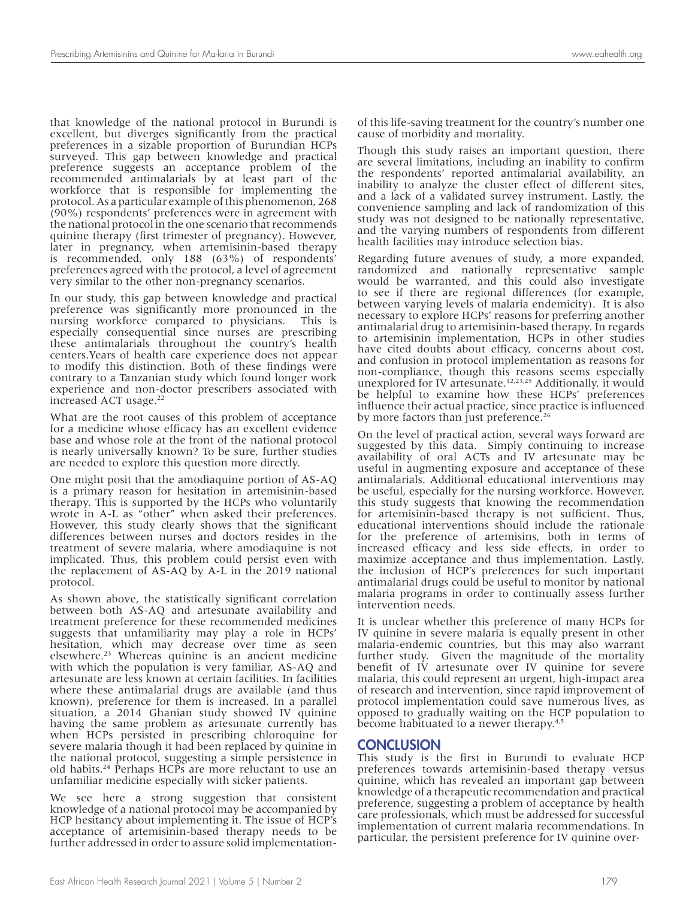that knowledge of the national protocol in Burundi is excellent, but diverges significantly from the practical preferences in a sizable proportion of Burundian HCPs surveyed. This gap between knowledge and practical preference suggests an acceptance problem of the recommended antimalarials by at least part of the workforce that is responsible for implementing the protocol. As a particular example of this phenomenon, 268 (90%) respondents' preferences were in agreement with the national protocol in the one scenario that recommends quinine therapy (first trimester of pregnancy). However, later in pregnancy, when artemisinin-based therapy is recommended, only 188 (63%) of respondents' preferences agreed with the protocol, a level of agreement very similar to the other non-pregnancy scenarios.

In our study, this gap between knowledge and practical preference was significantly more pronounced in the nursing workforce compared to physicians. This is especially consequential since nurses are prescribing these antimalarials throughout the country's health centers.Years of health care experience does not appear to modify this distinction. Both of these findings were contrary to a Tanzanian study which found longer work experience and non-doctor prescribers associated with increased ACT usage.[22]

What are the root causes of this problem of acceptance for a medicine whose efficacy has an excellent evidence base and whose role at the front of the national protocol is nearly universally known? To be sure, further studies are needed to explore this question more directly.

One might posit that the amodiaquine portion of AS-AQ is a primary reason for hesitation in artemisinin-based therapy. This is supported by the HCPs who voluntarily wrote in A-L as "other" when asked their preferences. However, this study clearly shows that the significant differences between nurses and doctors resides in the treatment of severe malaria, where amodiaquine is not implicated. Thus, this problem could persist even with the replacement of AS-AQ by A-L in the 2019 national protocol.

As shown above, the statistically significant correlation between both AS-AQ and artesunate availability and treatment preference for these recommended medicines suggests that unfamiliarity may play a role in HCPs' hesitation, which may decrease over time as seen elsewhere.[23] Whereas quinine is an ancient medicine with which the population is very familiar, AS-AQ and artesunate are less known at certain facilities. In facilities where these antimalarial drugs are available (and thus known), preference for them is increased. In a parallel situation, a 2014 Ghanian study showed IV quinine having the same problem as artesunate currently has when HCPs persisted in prescribing chloroquine for severe malaria though it had been replaced by quinine in the national protocol, suggesting a simple persistence in old habits.[24] Perhaps HCPs are more reluctant to use an unfamiliar medicine especially with sicker patients.

We see here a strong suggestion that consistent knowledge of a national protocol may be accompanied by HCP hesitancy about implementing it. The issue of HCP's acceptance of artemisinin-based therapy needs to be further addressed in order to assure solid implementation of this life-saving treatment for the country's number one cause of morbidity and mortality.

Though this study raises an important question, there are several limitations, including an inability to confirm the respondents' reported antimalarial availability, an inability to analyze the cluster effect of different sites, and a lack of a validated survey instrument. Lastly, the convenience sampling and lack of randomization of this study was not designed to be nationally representative, and the varying numbers of respondents from different health facilities may introduce selection bias.

Regarding future avenues of study, a more expanded, randomized and nationally representative sample would be warranted, and this could also investigate to see if there are regional differences (for example, between varying levels of malaria endemicity). It is also necessary to explore HCPs' reasons for preferring another antimalarial drug to artemisinin-based therapy. In regards to artemisinin implementation, HCPs in other studies have cited doubts about efficacy, concerns about cost, and confusion in protocol implementation as reasons for non-compliance, though this reasons seems especially unexplored for IV artesunate.[12,23,25] Additionally, it would be helpful to examine how these HCPs' preferences influence their actual practice, since practice is influenced by more factors than just preference.[26]

On the level of practical action, several ways forward are suggested by this data. Simply continuing to increase availability of oral ACTs and IV artesunate may be useful in augmenting exposure and acceptance of these antimalarials. Additional educational interventions may be useful, especially for the nursing workforce. However, this study suggests that knowing the recommendation for artemisinin-based therapy is not sufficient. Thus, educational interventions should include the rationale for the preference of artemisins, both in terms of increased efficacy and less side effects, in order to maximize acceptance and thus implementation. Lastly, the inclusion of HCP's preferences for such important antimalarial drugs could be useful to monitor by national malaria programs in order to continually assess further intervention needs.

It is unclear whether this preference of many HCPs for IV quinine in severe malaria is equally present in other malaria-endemic countries, but this may also warrant further study. Given the magnitude of the mortality benefit of IV artesunate over IV quinine for severe malaria, this could represent an urgent, high-impact area of research and intervention, since rapid improvement of protocol implementation could save numerous lives, as opposed to gradually waiting on the HCP population to become habituated to a newer therapy.[4,5]

## CONCLUSION

This study is the first in Burundi to evaluate HCP preferences towards artemisinin-based therapy versus quinine, which has revealed an important gap between knowledge of a therapeutic recommendation and practical preference, suggesting a problem of acceptance by health care professionals, which must be addressed for successful implementation of current malaria recommendations. In particular, the persistent preference for IV quinine over-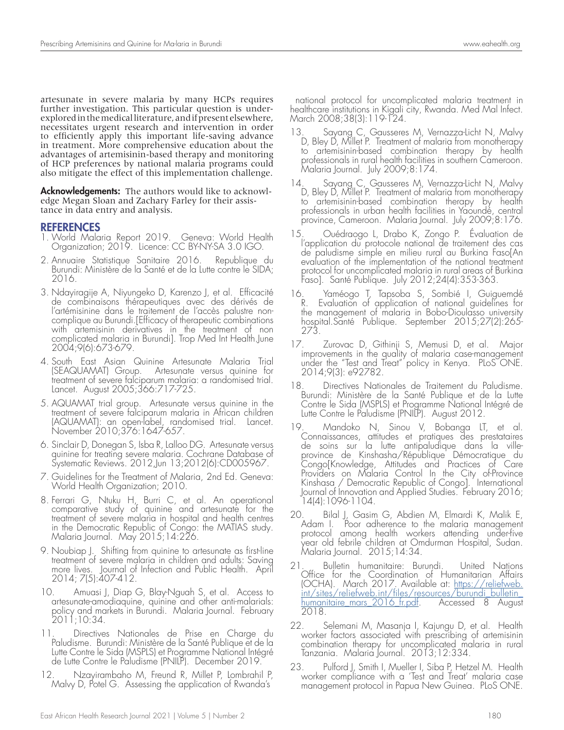artesunate in severe malaria by many HCPs requires further investigation. This particular question is underexplored in the medical literature, and if present elsewhere, necessitates urgent research and intervention in order to efficiently apply this important life-saving advance in treatment. More comprehensive education about the advantages of artemisinin-based therapy and monitoring of HCP preferences by national malaria programs could also mitigate the effect of this implementation challenge.

**Acknowledgements:** The authors would like to acknowledge Megan Sloan and Zachary Farley for their assistance in data entry and analysis.

## REFERENCES

1. World Malaria Report 2019. Geneva: World Health Organization; 2019. Licence: CC BY-NY-SA 3.0 IGO.
2. Annuaire Statistique Sanitaire 2016. Republique du Burundi: Ministère de la Santé et de la Lutte contre le SIDA; 2016.
3. Ndayiragije A, Niyungeko D, Karenzo J, et al. Efficacité de combinaisons thérapeutiques avec des dérivés de l'artémisinine dans le traitement de l'accès palustre non-complique au Burundi.[Efficacy of therapeutic combinations with artemisinin derivatives in the treatment of non complicated malaria in Burundi]. Trop Med Int Health.June 2004;9(6):673-679.
4. South East Asian Quinine Artesunate Malaria Trial (SEAQUAMAT) Group. Artesunate versus quinine for treatment of severe falciparum malaria: a randomised trial. Lancet. August 2005;366:717-725.
5. AQUAMAT trial group. Artesunate versus quinine in the treatment of severe falciparum malaria in African children (AQUAMAT): an open-label, randomised trial. Lancet. November 2010;376:1647-657.
6. Sinclair D, Donegan S, Isba R, Lalloo DG. Artesunate versus quinine for treating severe malaria. Cochrane Database of Systematic Reviews. 2012,Jun 13;2012(6):CD005967.
7. Guidelines for the Treatment of Malaria, 2nd Ed. Geneva: World Health Organization; 2010.
8. Ferrari G, Ntuku H, Burri C, et al. An operational comparative study of quinine and artesunate for the treatment of severe malaria in hospital and health centres in the Democratic Republic of Congo: the MATIAS study. Malaria Journal. May 2015;14:226.
9. Noubiap J. Shifting from quinine to artesunate as first-line treatment of severe malaria in children and adults: Saving more lives. Journal of Infection and Public Health. April 2014; 7(5):407-412.
10. Amuasi J, Diap G, Blay-Nguah S, et al. Access to artesunate-amodiaquine, quinine and other anti-malarials: policy and markets in Burundi. Malaria Journal. February 2011;10:34.
11. Directives Nationales de Prise en Charge du Paludisme. Burundi: Ministère de la Santé Publique et de la Lutte Contre le Sida (MSPLS) et Programme National Intégré de Lutte Contre le Paludisme (PNILP). December 2019.
12. Nzayirambaho M, Freund R, Millet P, Lombrahil P, Malvy D, Potel G. Assessing the application of Rwanda's national protocol for uncomplicated malaria treatment in healthcare institutions in Kigali city, Rwanda. Med Mal Infect. March 2008;38(3):119-124.
13. Sayang C, Gausseres M, Vernazza-Licht N, Malvy D, Bley D, Millet P. Treatment of malaria from monotherapy to artemisinin-based combination therapy by health professionals in rural health facilities in southern Cameroon. Malaria Journal. July 2009;8:174.
14. Sayang C, Gausseres M, Vernazza-Licht N, Malvy D, Bley D, Millet P. Treatment of malaria from monotherapy to artemisinin-based combination therapy by health professionals in urban health facilities in Yaoundé, central province, Cameroon. Malaria Journal. July 2009;8:176.
15. Ouédraogo L, Drabo K, Zongo P. Évaluation de l'application du protocole national de traitement des cas de paludisme simple en milieu rural au Burkina Faso[An evaluation of the implementation of the national treatment protocol for uncomplicated malaria in rural areas of Burkina Faso]. Santé Publique. July 2012;24(4):353-363.
16. Yaméogo T, Tapsoba S, Sombié I, Guiguemdé R. Evaluation of application of national guidelines for the management of malaria in Bobo-Dioulasso university hospital.Santé Publique. September 2015;27(2):265-273.
17. Zurovac D, Githinji S, Memusi D, et al. Major improvements in the quality of malaria case-management under the "Test and Treat" policy in Kenya. PLoS ONE. 2014;9(3): e92782.
18. Directives Nationales de Traitement du Paludisme. Burundi: Ministère de la Santé Publique et de la Lutte Contre le Sida (MSPLS) et Programme National Intégré de Lutte Contre le Paludisme (PNILP). August 2012.
19. Mandoko N, Sinou V, Bobanga LT, et al. Connaissances, attitudes et pratiques des prestataires de soins sur la lutte antipaludique dans la ville-province de Kinshasha/République Démocratique du Congo[Knowledge, Attitudes and Practices of Care Providers on Malaria Control In the City of-Province Kinshasa / Democratic Republic of Congo]. International Journal of Innovation and Applied Studies. February 2016; 14(4):1096-1104.
20. Bilal J, Gasim G, Abdien M, Elmardi K, Malik E, Adam I. Poor adherence to the malaria management protocol among health workers attending under-five year old febrile children at Omdurman Hospital, Sudan. Malaria Journal. 2015;14:34.
21. Bulletin humanitaire: Burundi. United Nations Office for the Coordination of Humanitarian Affairs (OCHA). March 2017. Available at: https://reliefweb.int/sites/reliefweb.int/files/resources/burundi_bulletin_humanitaire_mars_2016_fr.pdf. Accessed 8 August 2018.
22. Selemani M, Masanja I, Kajungu D, et al. Health worker factors associated with prescribing of artemisinin combination therapy for uncomplicated malaria in rural Tanzania. Malaria Journal. 2013;12:334.
23. Pulford J, Smith I, Mueller I, Siba P, Hetzel M. Health worker compliance with a 'Test and Treat' malaria case management protocol in Papua New Guinea. PLoS ONE.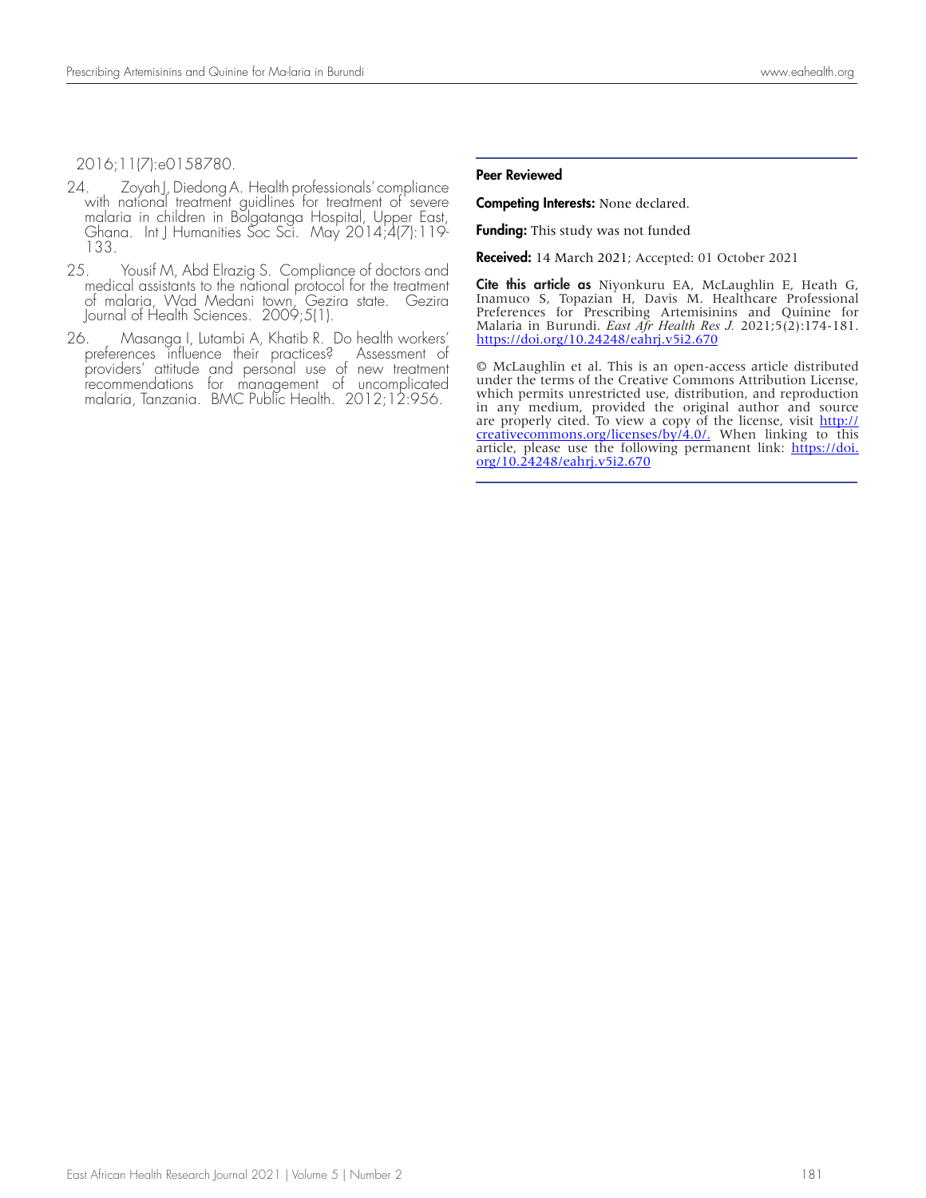2016;11(7):e0158780.

24. Zoyah J, Diedong A. Health professionals' compliance with national treatment guidlines for treatment of severe malaria in children in Bolgatanga Hospital, Upper East, Ghana. Int J Humanities Soc Sci. May 2014;4(7):119-133.

25. Yousif M, Abd Elrazig S. Compliance of doctors and medical assistants to the national protocol for the treatment of malaria, Wad Medani town, Gezira state. Gezira Journal of Health Sciences. 2009;5(1).

26. Masanga I, Lutambi A, Khatib R. Do health workers' preferences influence their practices? Assessment of providers' attitude and personal use of new treatment recommendations for management of uncomplicated malaria, Tanzania. BMC Public Health. 2012;12:956.

---

**Peer Reviewed**

**Competing Interests:** None declared.

**Funding:** This study was not funded

**Received:** 14 March 2021; Accepted: 01 October 2021

**Cite this article as** Niyonkuru EA, McLaughlin E, Heath G, Inamuco S, Topazian H, Davis M. Healthcare Professional Preferences for Prescribing Artemisinins and Quinine for Malaria in Burundi. *East Afr Health Res J.* 2021;5(2):174-181. https://doi.org/10.24248/eahrj.v5i2.670

© McLaughlin et al. This is an open-access article distributed under the terms of the Creative Commons Attribution License, which permits unrestricted use, distribution, and reproduction in any medium, provided the original author and source are properly cited. To view a copy of the license, visit http://creativecommons.org/licenses/by/4.0/. When linking to this article, please use the following permanent link: https://doi.org/10.24248/eahrj.v5i2.670